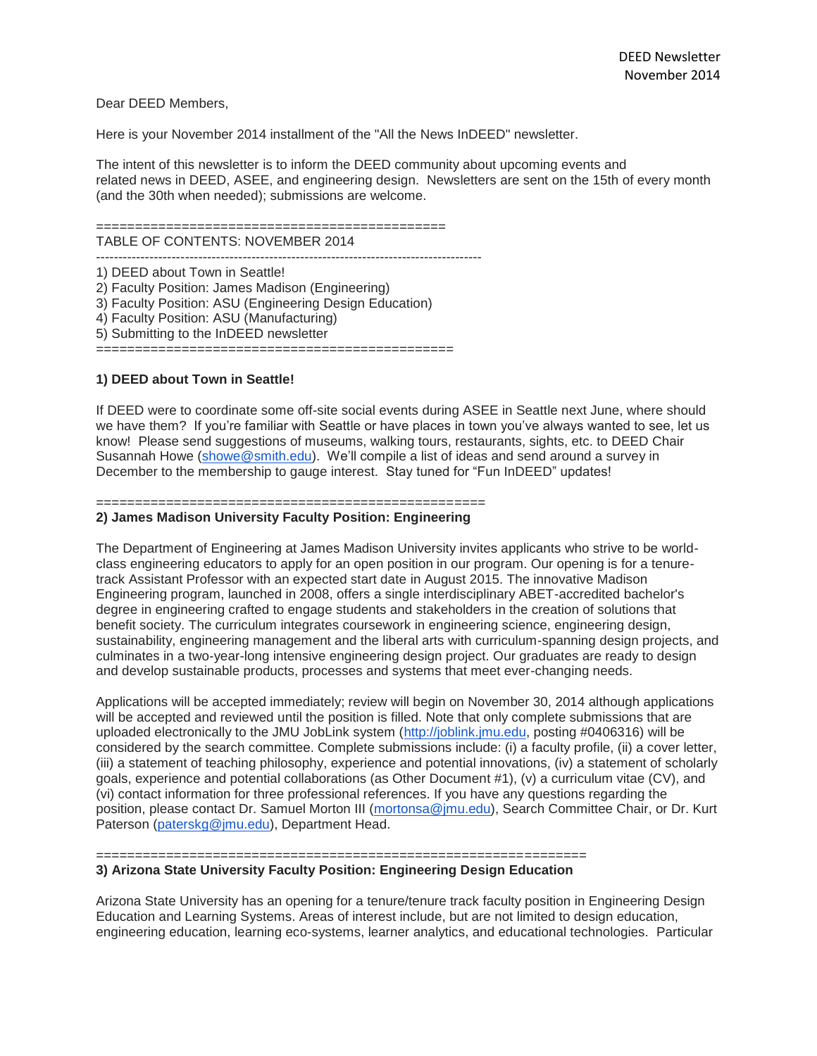Dear DEED Members,

Here is your November 2014 installment of the "All the News InDEED" newsletter.

The intent of this newsletter is to inform the DEED community about upcoming events and related news in DEED, ASEE, and engineering design. Newsletters are sent on the 15th of every month (and the 30th when needed); submissions are welcome.

=============================================

TABLE OF CONTENTS: NOVEMBER 2014

-----------------------------------------------------------------------------------

1) DEED about Town in Seattle!
2) Faculty Position: James Madison (Engineering)
3) Faculty Position: ASU (Engineering Design Education)
4) Faculty Position: ASU (Manufacturing)
5) Submitting to the InDEED newsletter

=============================================

**1) DEED about Town in Seattle!**

If DEED were to coordinate some off-site social events during ASEE in Seattle next June, where should we have them? If you're familiar with Seattle or have places in town you've always wanted to see, let us know! Please send suggestions of museums, walking tours, restaurants, sights, etc. to DEED Chair Susannah Howe (showe@smith.edu). We'll compile a list of ideas and send around a survey in December to the membership to gauge interest. Stay tuned for "Fun InDEED" updates!

==================================================

**2) James Madison University Faculty Position: Engineering**

The Department of Engineering at James Madison University invites applicants who strive to be world-class engineering educators to apply for an open position in our program. Our opening is for a tenure-track Assistant Professor with an expected start date in August 2015. The innovative Madison Engineering program, launched in 2008, offers a single interdisciplinary ABET-accredited bachelor's degree in engineering crafted to engage students and stakeholders in the creation of solutions that benefit society. The curriculum integrates coursework in engineering science, engineering design, sustainability, engineering management and the liberal arts with curriculum-spanning design projects, and culminates in a two-year-long intensive engineering design project. Our graduates are ready to design and develop sustainable products, processes and systems that meet ever-changing needs.

Applications will be accepted immediately; review will begin on November 30, 2014 although applications will be accepted and reviewed until the position is filled. Note that only complete submissions that are uploaded electronically to the JMU JobLink system (http://joblink.jmu.edu, posting #0406316) will be considered by the search committee. Complete submissions include: (i) a faculty profile, (ii) a cover letter, (iii) a statement of teaching philosophy, experience and potential innovations, (iv) a statement of scholarly goals, experience and potential collaborations (as Other Document #1), (v) a curriculum vitae (CV), and (vi) contact information for three professional references. If you have any questions regarding the position, please contact Dr. Samuel Morton III (mortonsa@jmu.edu), Search Committee Chair, or Dr. Kurt Paterson (paterskg@jmu.edu), Department Head.

============================================================

**3) Arizona State University Faculty Position: Engineering Design Education**

Arizona State University has an opening for a tenure/tenure track faculty position in Engineering Design Education and Learning Systems. Areas of interest include, but are not limited to design education, engineering education, learning eco-systems, learner analytics, and educational technologies. Particular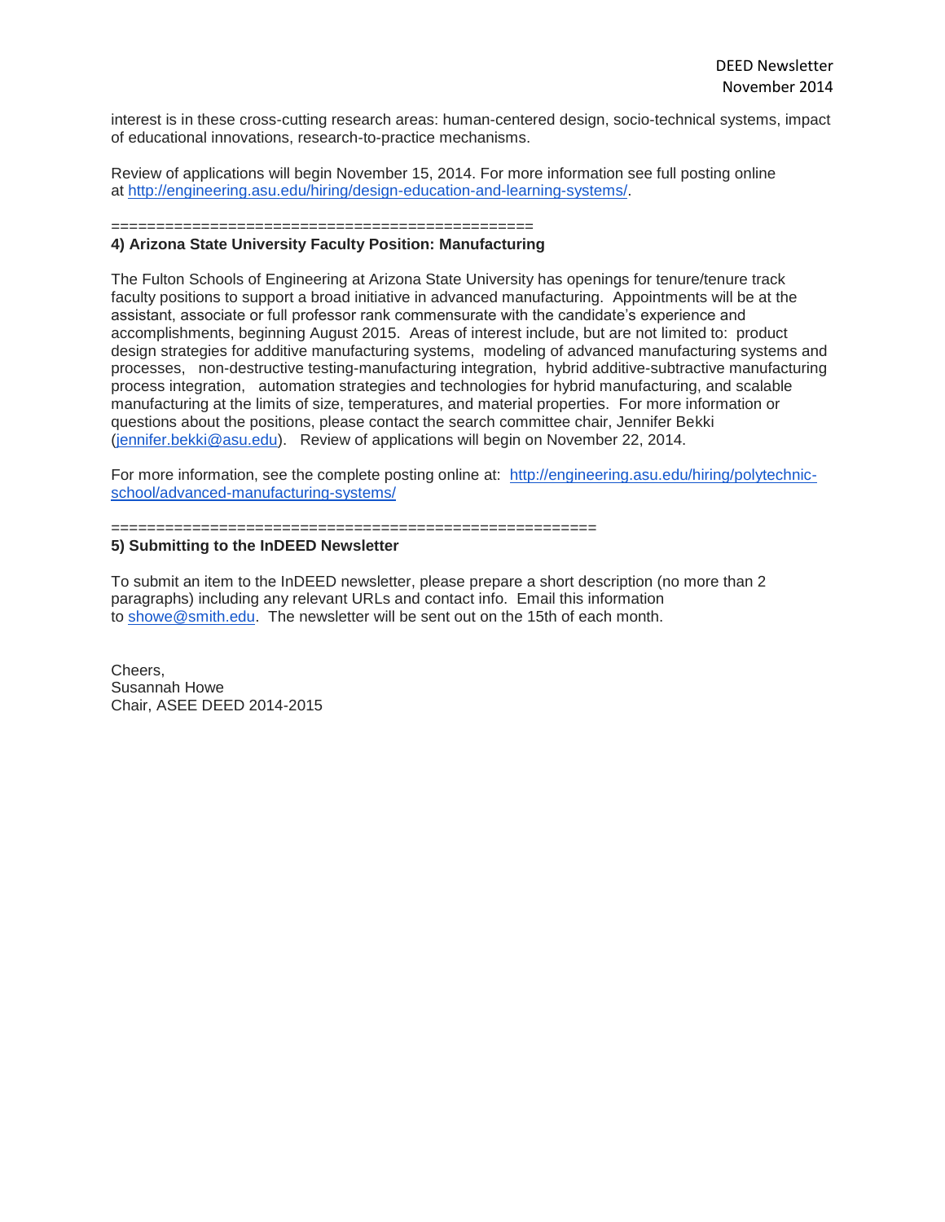interest is in these cross-cutting research areas: human-centered design, socio-technical systems, impact of educational innovations, research-to-practice mechanisms.

Review of applications will begin November 15, 2014. For more information see full posting online at http://engineering.asu.edu/hiring/design-education-and-learning-systems/.

===============================================

**4) Arizona State University Faculty Position: Manufacturing**

The Fulton Schools of Engineering at Arizona State University has openings for tenure/tenure track faculty positions to support a broad initiative in advanced manufacturing. Appointments will be at the assistant, associate or full professor rank commensurate with the candidate's experience and accomplishments, beginning August 2015. Areas of interest include, but are not limited to: product design strategies for additive manufacturing systems, modeling of advanced manufacturing systems and processes, non-destructive testing-manufacturing integration, hybrid additive-subtractive manufacturing process integration, automation strategies and technologies for hybrid manufacturing, and scalable manufacturing at the limits of size, temperatures, and material properties. For more information or questions about the positions, please contact the search committee chair, Jennifer Bekki (jennifer.bekki@asu.edu). Review of applications will begin on November 22, 2014.

For more information, see the complete posting online at: http://engineering.asu.edu/hiring/polytechnic-school/advanced-manufacturing-systems/

=====================================================

**5) Submitting to the InDEED Newsletter**

To submit an item to the InDEED newsletter, please prepare a short description (no more than 2 paragraphs) including any relevant URLs and contact info. Email this information to showe@smith.edu. The newsletter will be sent out on the 15th of each month.

Cheers,
Susannah Howe
Chair, ASEE DEED 2014-2015